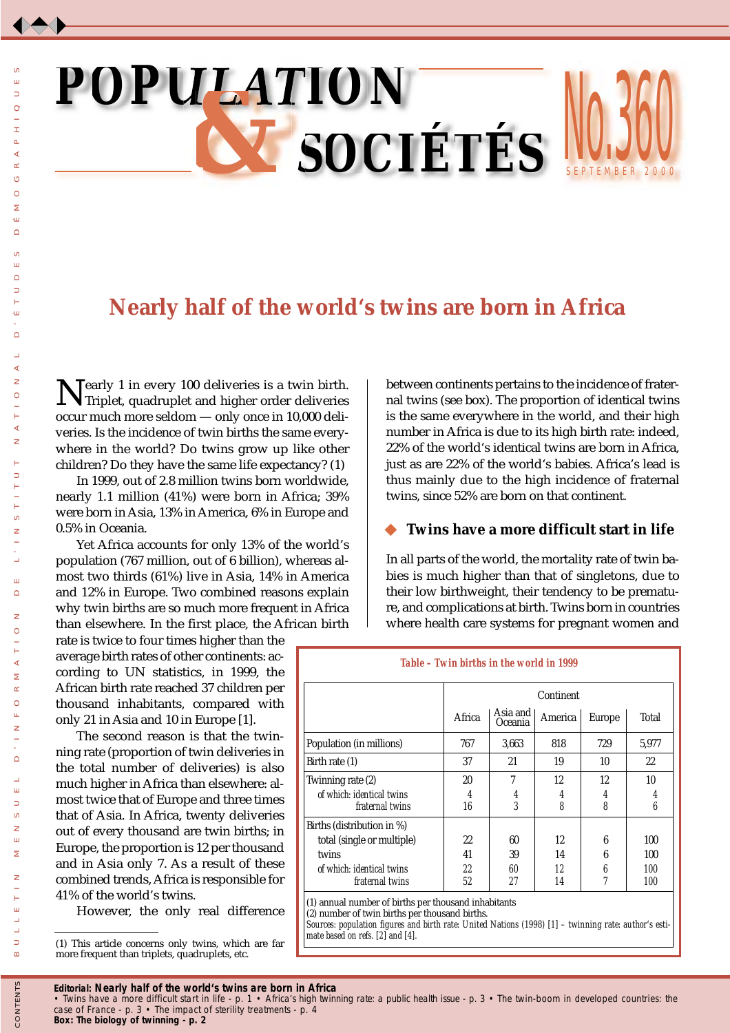# POPULATION & SOCIÉTÉS

No.360

SEPTEMBER 2000

## Nearly half of the world's twins are born in Africa

Nearly 1 in every 100 deliveries is a twin birth. Triplet, quadruplet and higher order deliveries occur much more seldom — only once in 10,000 deliveries. Is the incidence of twin births the same everywhere in the world? Do twins grow up like other children? Do they have the same life expectancy? (1)

In 1999, out of 2.8 million twins born worldwide, nearly 1.1 million (41%) were born in Africa; 39% were born in Asia, 13% in America, 6% in Europe and 0.5% in Oceania.

Yet Africa accounts for only 13% of the world's population (767 million, out of 6 billion), whereas almost two thirds (61%) live in Asia, 14% in America and 12% in Europe. Two combined reasons explain why twin births are so much more frequent in Africa than elsewhere. In the first place, the African birth rate is twice to four times higher than the average birth rates of other continents: according to UN statistics, in 1999, the African birth rate reached 37 children per thousand inhabitants, compared with only 21 in Asia and 10 in Europe [1].

The second reason is that the twinning rate (proportion of twin deliveries in the total number of deliveries) is also much higher in Africa than elsewhere: almost twice that of Europe and three times that of Asia. In Africa, twenty deliveries out of every thousand are twin births; in Europe, the proportion is 12 per thousand and in Asia only 7. As a result of these combined trends, Africa is responsible for 41% of the world's twins.

However, the only real difference between continents pertains to the incidence of fraternal twins (see box). The proportion of identical twins is the same everywhere in the world, and their high number in Africa is due to its high birth rate: indeed, 22% of the world's identical twins are born in Africa, just as are 22% of the world's babies. Africa's lead is thus mainly due to the high incidence of fraternal twins, since 52% are born on that continent.

### Twins have a more difficult start in life

In all parts of the world, the mortality rate of twin babies is much higher than that of singletons, due to their low birthweight, their tendency to be premature, and complications at birth. Twins born in countries where health care systems for pregnant women and

**Table – Twin births in the world in 1999**

| | Continent | | | | |
|---|---|---|---|---|---|
| | Africa | Asia and Oceania | America | Europe | Total |
| Population (in millions) | 767 | 3,663 | 818 | 729 | 5,977 |
| Birth rate (1) | 37 | 21 | 19 | 10 | 22 |
| Twinning rate (2) | 20 | 7 | 12 | 12 | 10 |
| of which: identical twins | 4 | 4 | 4 | 4 | 4 |
| fraternal twins | 16 | 3 | 8 | 8 | 6 |
| Births (distribution in %) | | | | | |
| total (single or multiple) | 22 | 60 | 12 | 6 | 100 |
| twins | 41 | 39 | 14 | 6 | 100 |
| of which: identical twins | 22 | 60 | 12 | 6 | 100 |
| fraternal twins | 52 | 27 | 14 | 7 | 100 |

(1) annual number of births per thousand inhabitants
(2) number of twin births per thousand births.
Sources: population figures and birth rate: United Nations (1998) [1] – twinning rate: author's estimate based on refs. [2] and [4].

(1) This article concerns only twins, which are far more frequent than triplets, quadruplets, etc.

**CONTENTS**

**Editorial: Nearly half of the world's twins are born in Africa**
• Twins have a more difficult start in life - p. 1 • Africa's high twinning rate: a public health issue - p. 3 • The twin-boom in developed countries: the case of France - p. 3 • The impact of sterility treatments - p. 4
**Box: The biology of twinning - p. 2**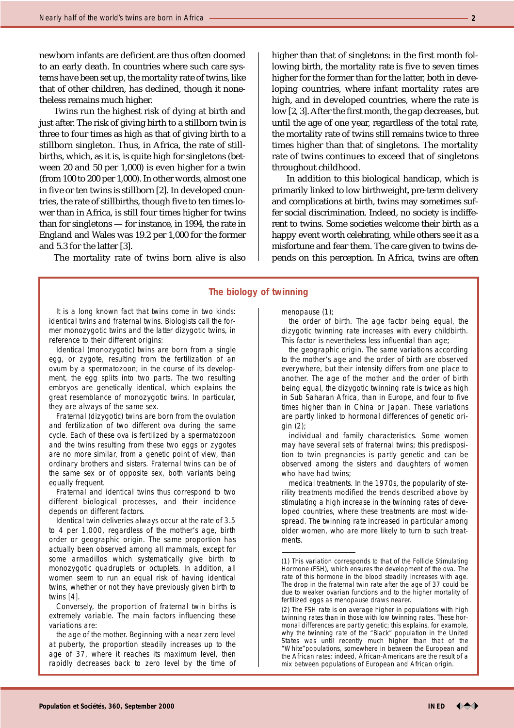newborn infants are deficient are thus often doomed to an early death. In countries where such care systems have been set up, the mortality rate of twins, like that of other children, has declined, though it nonetheless remains much higher.

Twins run the highest risk of dying at birth and just after. The risk of giving birth to a stillborn twin is three to four times as high as that of giving birth to a stillborn singleton. Thus, in Africa, the rate of stillbirths, which, as it is, is quite high for singletons (between 20 and 50 per 1,000) is even higher for a twin (from 100 to 200 per 1,000). In other words, almost one in five or ten twins is stillborn [2]. In developed countries, the rate of stillbirths, though five to ten times lower than in Africa, is still four times higher for twins than for singletons — for instance, in 1994, the rate in England and Wales was 19.2 per 1,000 for the former and 5.3 for the latter [3].

The mortality rate of twins born alive is also higher than that of singletons: in the first month following birth, the mortality rate is five to seven times higher for the former than for the latter, both in developing countries, where infant mortality rates are high, and in developed countries, where the rate is low [2, 3]. After the first month, the gap decreases, but until the age of one year, regardless of the total rate, the mortality rate of twins still remains twice to three times higher than that of singletons. The mortality rate of twins continues to exceed that of singletons throughout childhood.

In addition to this biological handicap, which is primarily linked to low birthweight, pre-term delivery and complications at birth, twins may sometimes suffer social discrimination. Indeed, no society is indifferent to twins. Some societies welcome their birth as a happy event worth celebrating, while others see it as a misfortune and fear them. The care given to twins depends on this perception. In Africa, twins are often

## The biology of twinning

It is a long known fact that twins come in two kinds: identical twins and fraternal twins. Biologists call the former monozygotic twins and the latter dizygotic twins, in reference to their different origins:

Identical (monozygotic) twins are born from a single egg, or zygote, resulting from the fertilization of an ovum by a spermatozoon; in the course of its development, the egg splits into two parts. The two resulting embryos are genetically identical, which explains the great resemblance of monozygotic twins. In particular, they are always of the same sex.

Fraternal (dizygotic) twins are born from the ovulation and fertilization of two different ova during the same cycle. Each of these ova is fertilized by a spermatozoon and the twins resulting from these two eggs or zygotes are no more similar, from a genetic point of view, than ordinary brothers and sisters. Fraternal twins can be of the same sex or of opposite sex, both variants being equally frequent.

Fraternal and identical twins thus correspond to two different biological processes, and their incidence depends on different factors.

Identical twin deliveries always occur at the rate of 3.5 to 4 per 1,000, regardless of the mother's age, birth order or geographic origin. The same proportion has actually been observed among all mammals, except for some armadillos which systematically give birth to monozygotic quadruplets or octuplets. In addition, all women seem to run an equal risk of having identical twins, whether or not they have previously given birth to twins [4].

Conversely, the proportion of fraternal twin births is extremely variable. The main factors influencing these variations are:

the age of the mother. Beginning with a near zero level at puberty, the proportion steadily increases up to the age of 37, where it reaches its maximum level, then rapidly decreases back to zero level by the time of menopause (1);

the order of birth. The age factor being equal, the dizygotic twinning rate increases with every childbirth. This factor is nevertheless less influential than age;

the geographic origin. The same variations according to the mother's age and the order of birth are observed everywhere, but their intensity differs from one place to another. The age of the mother and the order of birth being equal, the dizygotic twinning rate is twice as high in Sub Saharan Africa, than in Europe, and four to five times higher than in China or Japan. These variations are partly linked to hormonal differences of genetic origin (2);

individual and family characteristics. Some women may have several sets of fraternal twins; this predisposition to twin pregnancies is partly genetic and can be observed among the sisters and daughters of women who have had twins;

medical treatments. In the 1970s, the popularity of sterility treatments modified the trends described above by stimulating a high increase in the twinning rates of developed countries, where these treatments are most widespread. The twinning rate increased in particular among older women, who are more likely to turn to such treatments.

(1) This variation corresponds to that of the Follicle Stimulating Hormone (FSH), which ensures the development of the ova. The rate of this hormone in the blood steadily increases with age. The drop in the fraternal twin rate after the age of 37 could be due to weaker ovarian functions and to the higher mortality of fertilized eggs as menopause draws nearer.

(2) The FSH rate is on average higher in populations with high twinning rates than in those with low twinning rates. These hormonal differences are partly genetic; this explains, for example, why the twinning rate of the "Black" population in the United States was until recently much higher than that of the "White" populations, somewhere in between the European and the African rates; indeed, African-Americans are the result of a mix between populations of European and African origin.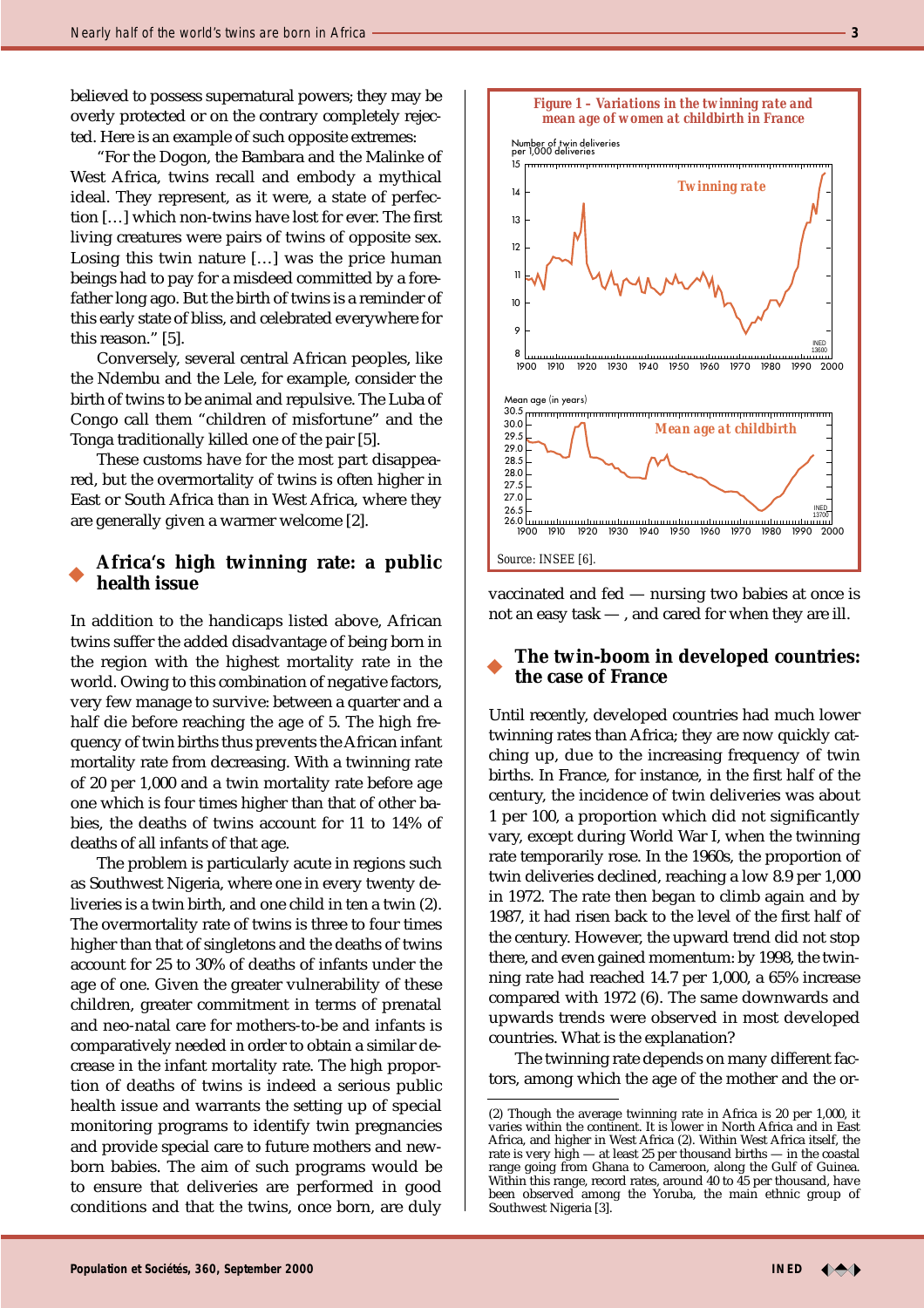believed to possess supernatural powers; they may be overly protected or on the contrary completely rejected. Here is an example of such opposite extremes:

"For the Dogon, the Bambara and the Malinke of West Africa, twins recall and embody a mythical ideal. They represent, as it were, a state of perfection […] which non-twins have lost for ever. The first living creatures were pairs of twins of opposite sex. Losing this twin nature […] was the price human beings had to pay for a misdeed committed by a forefather long ago. But the birth of twins is a reminder of this early state of bliss, and celebrated everywhere for this reason." [5].

Conversely, several central African peoples, like the Ndembu and the Lele, for example, consider the birth of twins to be animal and repulsive. The Luba of Congo call them "children of misfortune" and the Tonga traditionally killed one of the pair [5].

These customs have for the most part disappeared, but the overmortality of twins is often higher in East or South Africa than in West Africa, where they are generally given a warmer welcome [2].

## Africa's high twinning rate: a public health issue

In addition to the handicaps listed above, African twins suffer the added disadvantage of being born in the region with the highest mortality rate in the world. Owing to this combination of negative factors, very few manage to survive: between a quarter and a half die before reaching the age of 5. The high frequency of twin births thus prevents the African infant mortality rate from decreasing. With a twinning rate of 20 per 1,000 and a twin mortality rate before age one which is four times higher than that of other babies, the deaths of twins account for 11 to 14% of deaths of all infants of that age.

The problem is particularly acute in regions such as Southwest Nigeria, where one in every twenty deliveries is a twin birth, and one child in ten a twin (2). The overmortality rate of twins is three to four times higher than that of singletons and the deaths of twins account for 25 to 30% of deaths of infants under the age of one. Given the greater vulnerability of these children, greater commitment in terms of prenatal and neo-natal care for mothers-to-be and infants is comparatively needed in order to obtain a similar decrease in the infant mortality rate. The high proportion of deaths of twins is indeed a serious public health issue and warrants the setting up of special monitoring programs to identify twin pregnancies and provide special care to future mothers and newborn babies. The aim of such programs would be to ensure that deliveries are performed in good conditions and that the twins, once born, are duly vaccinated and fed — nursing two babies at once is not an easy task — , and cared for when they are ill.

*Figure 1 – Variations in the twinning rate and mean age of women at childbirth in France*

Source: INSEE [6].

## The twin-boom in developed countries: the case of France

Until recently, developed countries had much lower twinning rates than Africa; they are now quickly catching up, due to the increasing frequency of twin births. In France, for instance, in the first half of the century, the incidence of twin deliveries was about 1 per 100, a proportion which did not significantly vary, except during World War I, when the twinning rate temporarily rose. In the 1960s, the proportion of twin deliveries declined, reaching a low 8.9 per 1,000 in 1972. The rate then began to climb again and by 1987, it had risen back to the level of the first half of the century. However, the upward trend did not stop there, and even gained momentum: by 1998, the twinning rate had reached 14.7 per 1,000, a 65% increase compared with 1972 (6). The same downwards and upwards trends were observed in most developed countries. What is the explanation?

The twinning rate depends on many different factors, among which the age of the mother and the or-

---

(2) Though the average twinning rate in Africa is 20 per 1,000, it varies within the continent. It is lower in North Africa and in East Africa, and higher in West Africa (2). Within West Africa itself, the rate is very high — at least 25 per thousand births — in the coastal range going from Ghana to Cameroon, along the Gulf of Guinea. Within this range, record rates, around 40 to 45 per thousand, have been observed among the Yoruba, the main ethnic group of Southwest Nigeria [3].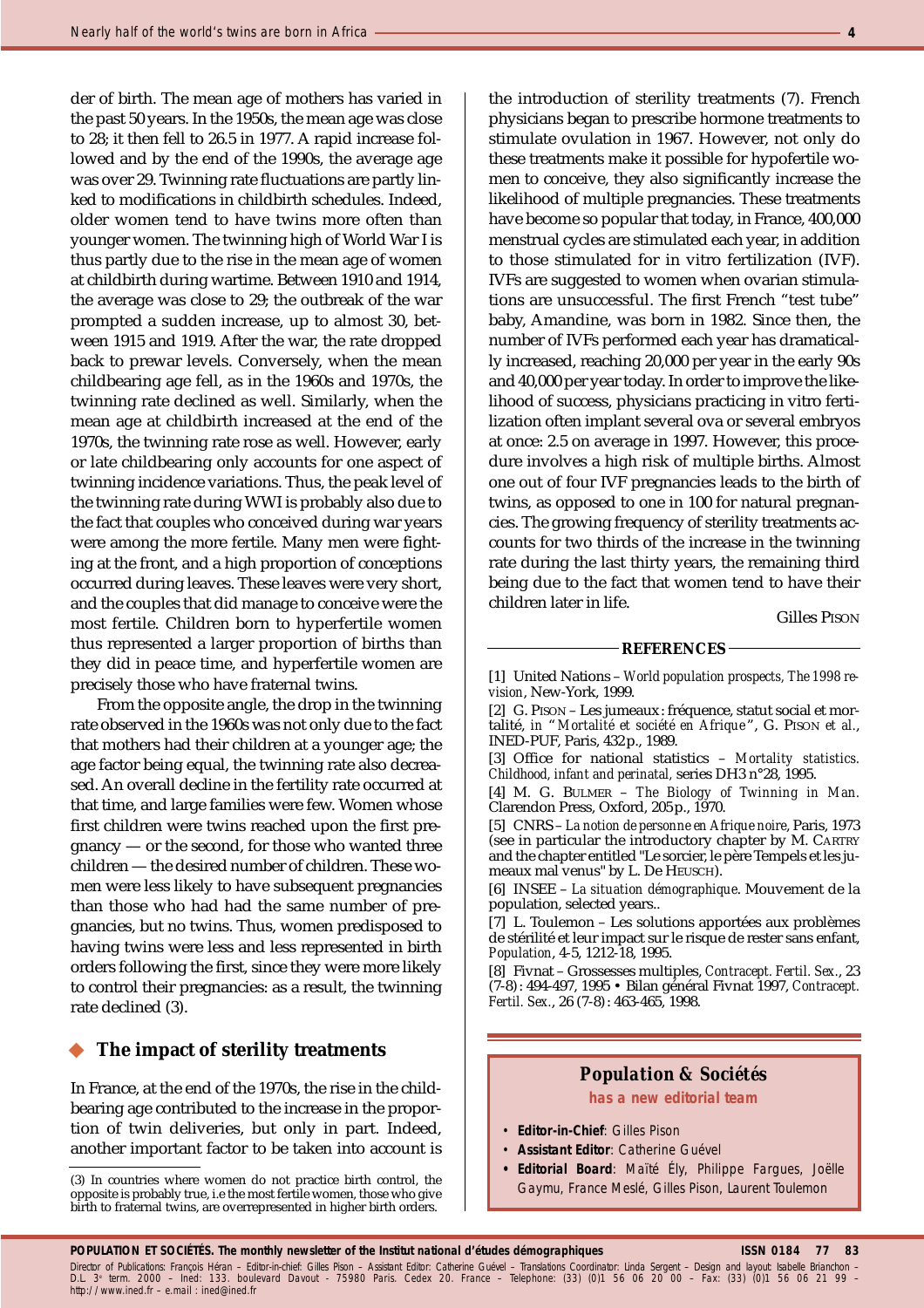der of birth. The mean age of mothers has varied in the past 50 years. In the 1950s, the mean age was close to 28; it then fell to 26.5 in 1977. A rapid increase followed and by the end of the 1990s, the average age was over 29. Twinning rate fluctuations are partly linked to modifications in childbirth schedules. Indeed, older women tend to have twins more often than younger women. The twinning high of World War I is thus partly due to the rise in the mean age of women at childbirth during wartime. Between 1910 and 1914, the average was close to 29; the outbreak of the war prompted a sudden increase, up to almost 30, between 1915 and 1919. After the war, the rate dropped back to prewar levels. Conversely, when the mean childbearing age fell, as in the 1960s and 1970s, the twinning rate declined as well. Similarly, when the mean age at childbirth increased at the end of the 1970s, the twinning rate rose as well. However, early or late childbearing only accounts for one aspect of twinning incidence variations. Thus, the peak level of the twinning rate during WWI is probably also due to the fact that couples who conceived during war years were among the more fertile. Many men were fighting at the front, and a high proportion of conceptions occurred during leaves. These leaves were very short, and the couples that did manage to conceive were the most fertile. Children born to hyperfertile women thus represented a larger proportion of births than they did in peace time, and hyperfertile women are precisely those who have fraternal twins.

From the opposite angle, the drop in the twinning rate observed in the 1960s was not only due to the fact that mothers had their children at a younger age; the age factor being equal, the twinning rate also decreased. An overall decline in the fertility rate occurred at that time, and large families were few. Women whose first children were twins reached upon the first pregnancy — or the second, for those who wanted three children — the desired number of children. These women were less likely to have subsequent pregnancies than those who had had the same number of pregnancies, but no twins. Thus, women predisposed to having twins were less and less represented in birth orders following the first, since they were more likely to control their pregnancies: as a result, the twinning rate declined (3).

## The impact of sterility treatments

In France, at the end of the 1970s, the rise in the childbearing age contributed to the increase in the proportion of twin deliveries, but only in part. Indeed, another important factor to be taken into account is the introduction of sterility treatments (7). French physicians began to prescribe hormone treatments to stimulate ovulation in 1967. However, not only do these treatments make it possible for hypofertile women to conceive, they also significantly increase the likelihood of multiple pregnancies. These treatments have become so popular that today, in France, 400,000 menstrual cycles are stimulated each year, in addition to those stimulated for in vitro fertilization (IVF). IVFs are suggested to women when ovarian stimulations are unsuccessful. The first French "test tube" baby, Amandine, was born in 1982. Since then, the number of IVFs performed each year has dramatically increased, reaching 20,000 per year in the early 90s and 40,000 per year today. In order to improve the likelihood of success, physicians practicing in vitro fertilization often implant several ova or several embryos at once: 2.5 on average in 1997. However, this procedure involves a high risk of multiple births. Almost one out of four IVF pregnancies leads to the birth of twins, as opposed to one in 100 for natural pregnancies. The growing frequency of sterility treatments accounts for two thirds of the increase in the twinning rate during the last thirty years, the remaining third being due to the fact that women tend to have their children later in life.

Gilles PISON

(3) In countries where women do not practice birth control, the opposite is probably true, i.e the most fertile women, those who give birth to fraternal twins, are overrepresented in higher birth orders.

### REFERENCES

[1] United Nations – *World population prospects, The 1998 revision*, New-York, 1999.

[2] G. PISON – Les jumeaux : fréquence, statut social et mortalité, *in "Mortalité et société en Afrique"*, G. PISON *et al.*, INED-PUF, Paris, 432 p., 1989.

[3] Office for national statistics – *Mortality statistics. Childhood, infant and perinatal,* series DH3 n°28, 1995.

[4] M. G. BULMER – *The Biology of Twinning in Man.* Clarendon Press, Oxford, 205 p., 1970.

[5] CNRS – *La notion de personne en Afrique noire*, Paris, 1973 (see in particular the introductory chapter by M. CARTRY and the chapter entitled "Le sorcier, le père Tempels et les jumeaux mal venus" by L. De HEUSCH).

[6] INSEE – *La situation démographique*. Mouvement de la population, selected years..

[7] L. Toulemon – Les solutions apportées aux problèmes de stérilité et leur impact sur le risque de rester sans enfant, *Population*, 4-5, 1212-18, 1995.

[8] Fivnat – Grossesses multiples, *Contracept. Fertil. Sex.*, 23 (7-8) : 494-497, 1995 • Bilan général Fivnat 1997, *Contracept. Fertil. Sex.*, 26 (7-8) : 463-465, 1998.

**_Population & Sociétés_**
**has a new editorial team**

- **Editor-in-Chief**: Gilles Pison
- **Assistant Editor**: Catherine Guével
- **Editorial Board**: Maïté Ély, Philippe Fargues, Joëlle Gaymu, France Meslé, Gilles Pison, Laurent Toulemon

**POPULATION ET SOCIÉTÉS. The monthly newsletter of the Institut national d'études démographiques** **ISSN 0184 77 83**

Director of Publications: François Héran – Editor-in-chief: Gilles Pison – Assistant Editor: Catherine Guével – Translations Coordinator: Linda Sergent – Design and layout: Isabelle Brianchon – D.L. 3e term. 2000 – Ined: 133. boulevard Davout - 75980 Paris. Cedex 20. France – Telephone: (33) (0)1 56 06 20 00 – Fax: (33) (0)1 56 06 21 99 – http://www.ined.fr – e.mail : ined@ined.fr